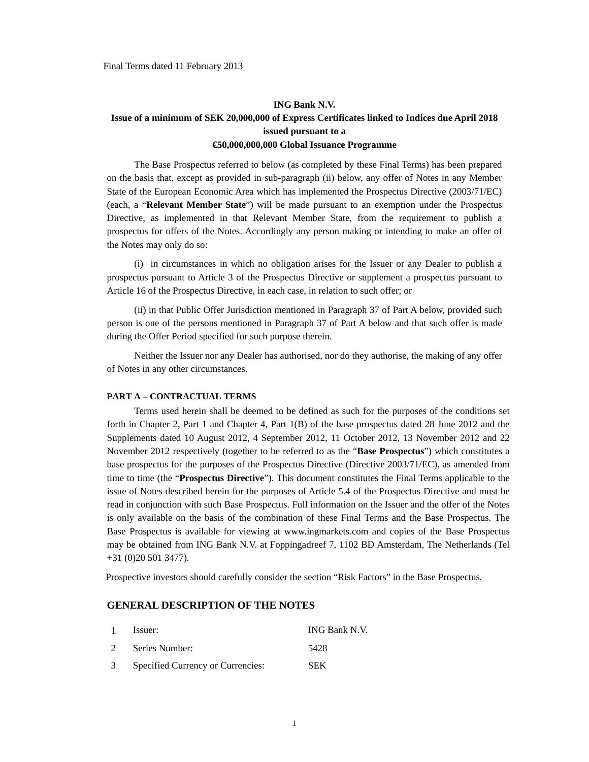Final Terms dated 11 February 2013

**ING Bank N.V.**

**Issue of a minimum of SEK 20,000,000 of Express Certificates linked to Indices due April 2018 issued pursuant to a**

**€50,000,000,000 Global Issuance Programme**

The Base Prospectus referred to below (as completed by these Final Terms) has been prepared on the basis that, except as provided in sub-paragraph (ii) below, any offer of Notes in any Member State of the European Economic Area which has implemented the Prospectus Directive (2003/71/EC) (each, a "**Relevant Member State**") will be made pursuant to an exemption under the Prospectus Directive, as implemented in that Relevant Member State, from the requirement to publish a prospectus for offers of the Notes. Accordingly any person making or intending to make an offer of the Notes may only do so:

(i) in circumstances in which no obligation arises for the Issuer or any Dealer to publish a prospectus pursuant to Article 3 of the Prospectus Directive or supplement a prospectus pursuant to Article 16 of the Prospectus Directive, in each case, in relation to such offer; or

(ii) in that Public Offer Jurisdiction mentioned in Paragraph 37 of Part A below, provided such person is one of the persons mentioned in Paragraph 37 of Part A below and that such offer is made during the Offer Period specified for such purpose therein.

Neither the Issuer nor any Dealer has authorised, nor do they authorise, the making of any offer of Notes in any other circumstances.

**PART A – CONTRACTUAL TERMS**

Terms used herein shall be deemed to be defined as such for the purposes of the conditions set forth in Chapter 2, Part 1 and Chapter 4, Part 1(B) of the base prospectus dated 28 June 2012 and the Supplements dated 10 August 2012, 4 September 2012, 11 October 2012, 13 November 2012 and 22 November 2012 respectively (together to be referred to as the "**Base Prospectus**") which constitutes a base prospectus for the purposes of the Prospectus Directive (Directive 2003/71/EC), as amended from time to time (the "**Prospectus Directive**"). This document constitutes the Final Terms applicable to the issue of Notes described herein for the purposes of Article 5.4 of the Prospectus Directive and must be read in conjunction with such Base Prospectus. Full information on the Issuer and the offer of the Notes is only available on the basis of the combination of these Final Terms and the Base Prospectus. The Base Prospectus is available for viewing at www.ingmarkets.com and copies of the Base Prospectus may be obtained from ING Bank N.V. at Foppingadreef 7, 1102 BD Amsterdam, The Netherlands (Tel +31 (0)20 501 3477).

Prospective investors should carefully consider the section "Risk Factors" in the Base Prospectus.

## GENERAL DESCRIPTION OF THE NOTES

| | | |
|---|---|---|
| 1 | Issuer: | ING Bank N.V. |
| 2 | Series Number: | 5428 |
| 3 | Specified Currency or Currencies: | SEK |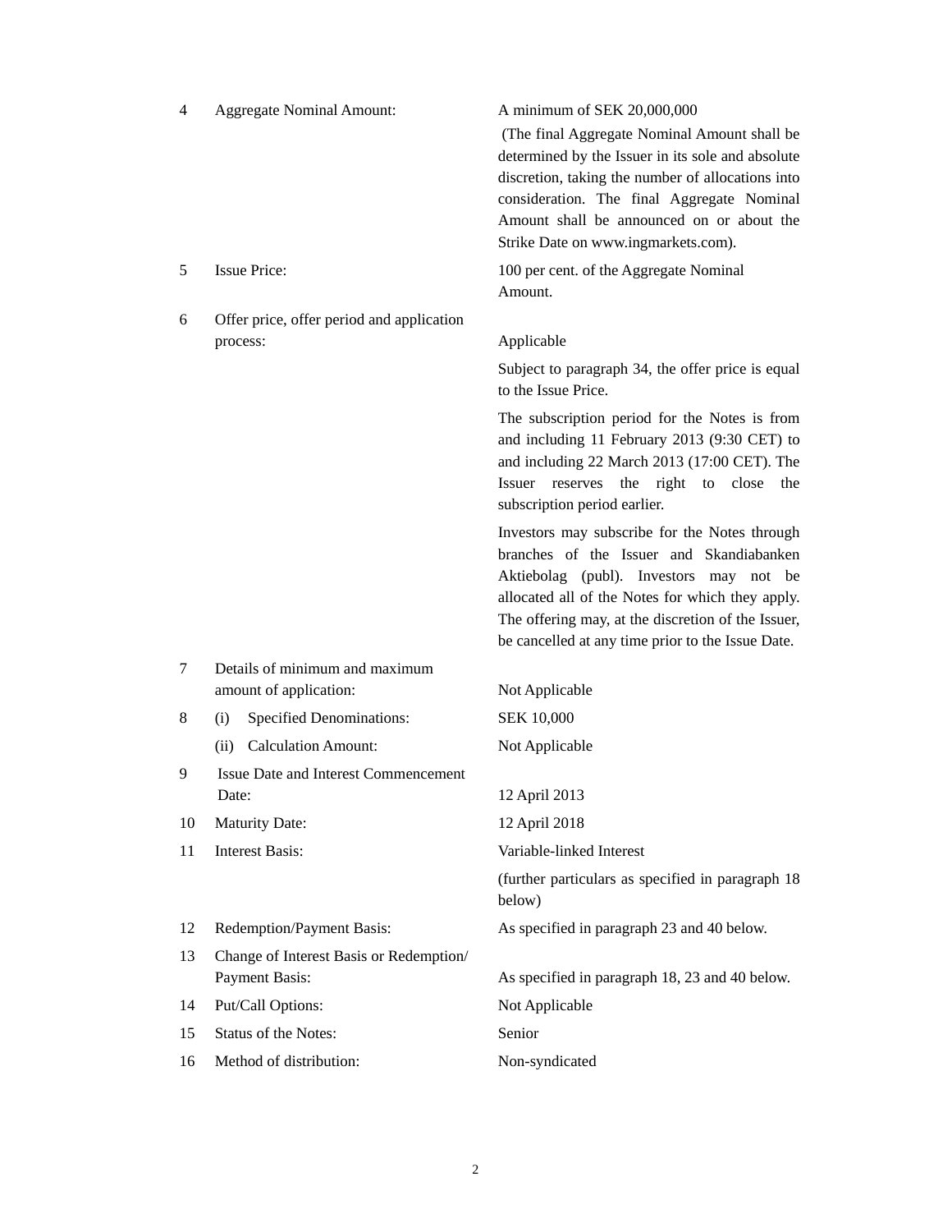| | | |
|---|---|---|
| 4 | Aggregate Nominal Amount: | A minimum of SEK 20,000,000<br>(The final Aggregate Nominal Amount shall be determined by the Issuer in its sole and absolute discretion, taking the number of allocations into consideration. The final Aggregate Nominal Amount shall be announced on or about the Strike Date on www.ingmarkets.com). |
| 5 | Issue Price: | 100 per cent. of the Aggregate Nominal Amount. |
| 6 | Offer price, offer period and application process: | Applicable<br>Subject to paragraph 34, the offer price is equal to the Issue Price.<br>The subscription period for the Notes is from and including 11 February 2013 (9:30 CET) to and including 22 March 2013 (17:00 CET). The Issuer reserves the right to close the subscription period earlier.<br>Investors may subscribe for the Notes through branches of the Issuer and Skandiabanken Aktiebolag (publ). Investors may not be allocated all of the Notes for which they apply. The offering may, at the discretion of the Issuer, be cancelled at any time prior to the Issue Date. |
| 7 | Details of minimum and maximum amount of application: | Not Applicable |
| 8 | (i) Specified Denominations: | SEK 10,000 |
| | (ii) Calculation Amount: | Not Applicable |
| 9 | Issue Date and Interest Commencement Date: | 12 April 2013 |
| 10 | Maturity Date: | 12 April 2018 |
| 11 | Interest Basis: | Variable-linked Interest<br>(further particulars as specified in paragraph 18 below) |
| 12 | Redemption/Payment Basis: | As specified in paragraph 23 and 40 below. |
| 13 | Change of Interest Basis or Redemption/ Payment Basis: | As specified in paragraph 18, 23 and 40 below. |
| 14 | Put/Call Options: | Not Applicable |
| 15 | Status of the Notes: | Senior |
| 16 | Method of distribution: | Non-syndicated |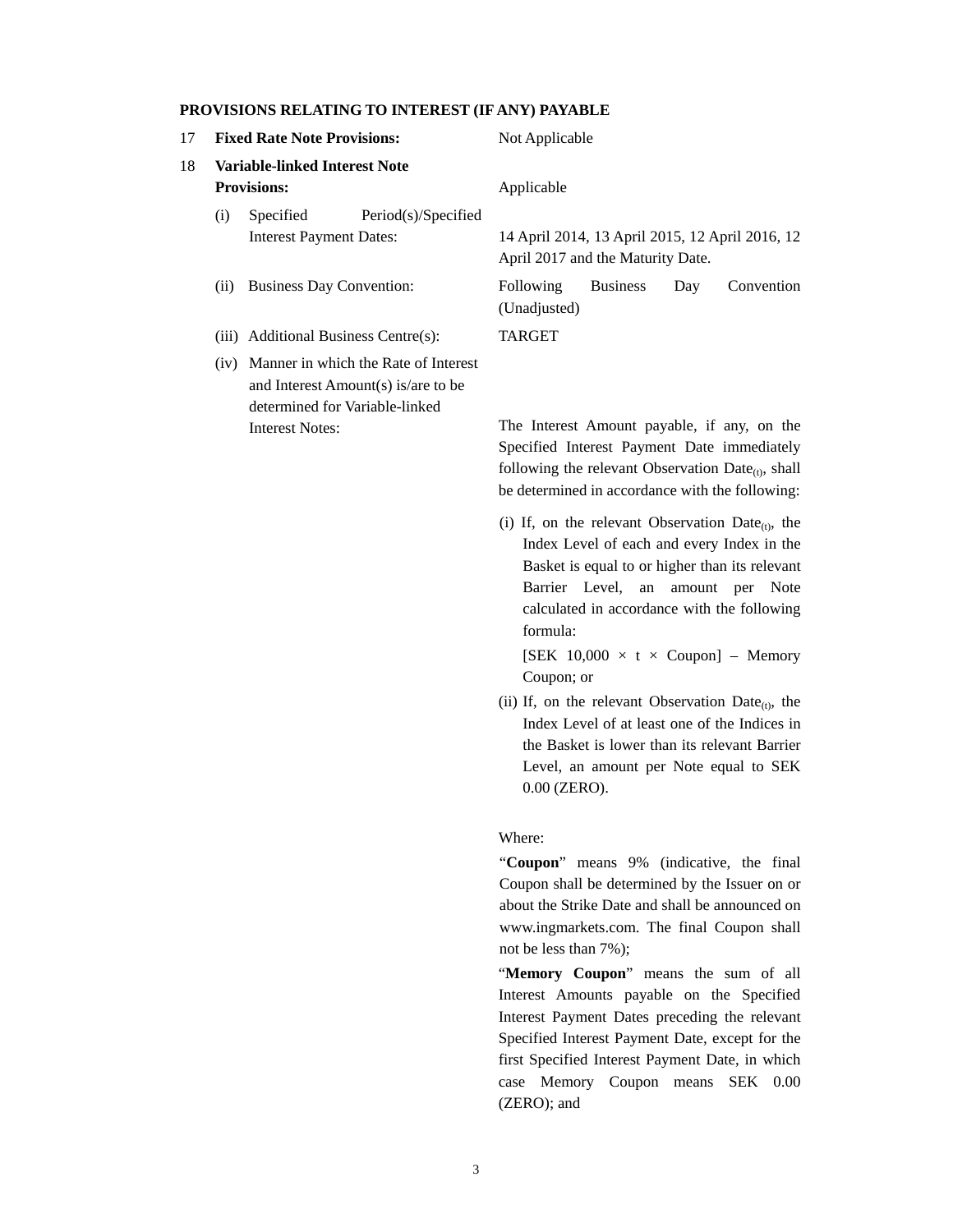**PROVISIONS RELATING TO INTEREST (IF ANY) PAYABLE**

| | | |
|---|---|---|
| 17 | **Fixed Rate Note Provisions:** | Not Applicable |
| 18 | **Variable-linked Interest Note Provisions:** | Applicable |
| | (i) Specified Period(s)/Specified Interest Payment Dates: | 14 April 2014, 13 April 2015, 12 April 2016, 12 April 2017 and the Maturity Date. |
| | (ii) Business Day Convention: | Following Business Day Convention (Unadjusted) |
| | (iii) Additional Business Centre(s): | TARGET |
| | (iv) Manner in which the Rate of Interest and Interest Amount(s) is/are to be determined for Variable-linked Interest Notes: | The Interest Amount payable, if any, on the Specified Interest Payment Date immediately following the relevant Observation Date$_{(t)}$, shall be determined in accordance with the following: |

(i) If, on the relevant Observation Date$_{(t)}$, the Index Level of each and every Index in the Basket is equal to or higher than its relevant Barrier Level, an amount per Note calculated in accordance with the following formula:

[SEK 10,000 × t × Coupon] – Memory Coupon; or

(ii) If, on the relevant Observation Date$_{(t)}$, the Index Level of at least one of the Indices in the Basket is lower than its relevant Barrier Level, an amount per Note equal to SEK 0.00 (ZERO).

Where:

"**Coupon**" means 9% (indicative, the final Coupon shall be determined by the Issuer on or about the Strike Date and shall be announced on www.ingmarkets.com. The final Coupon shall not be less than 7%);

"**Memory Coupon**" means the sum of all Interest Amounts payable on the Specified Interest Payment Dates preceding the relevant Specified Interest Payment Date, except for the first Specified Interest Payment Date, in which case Memory Coupon means SEK 0.00 (ZERO); and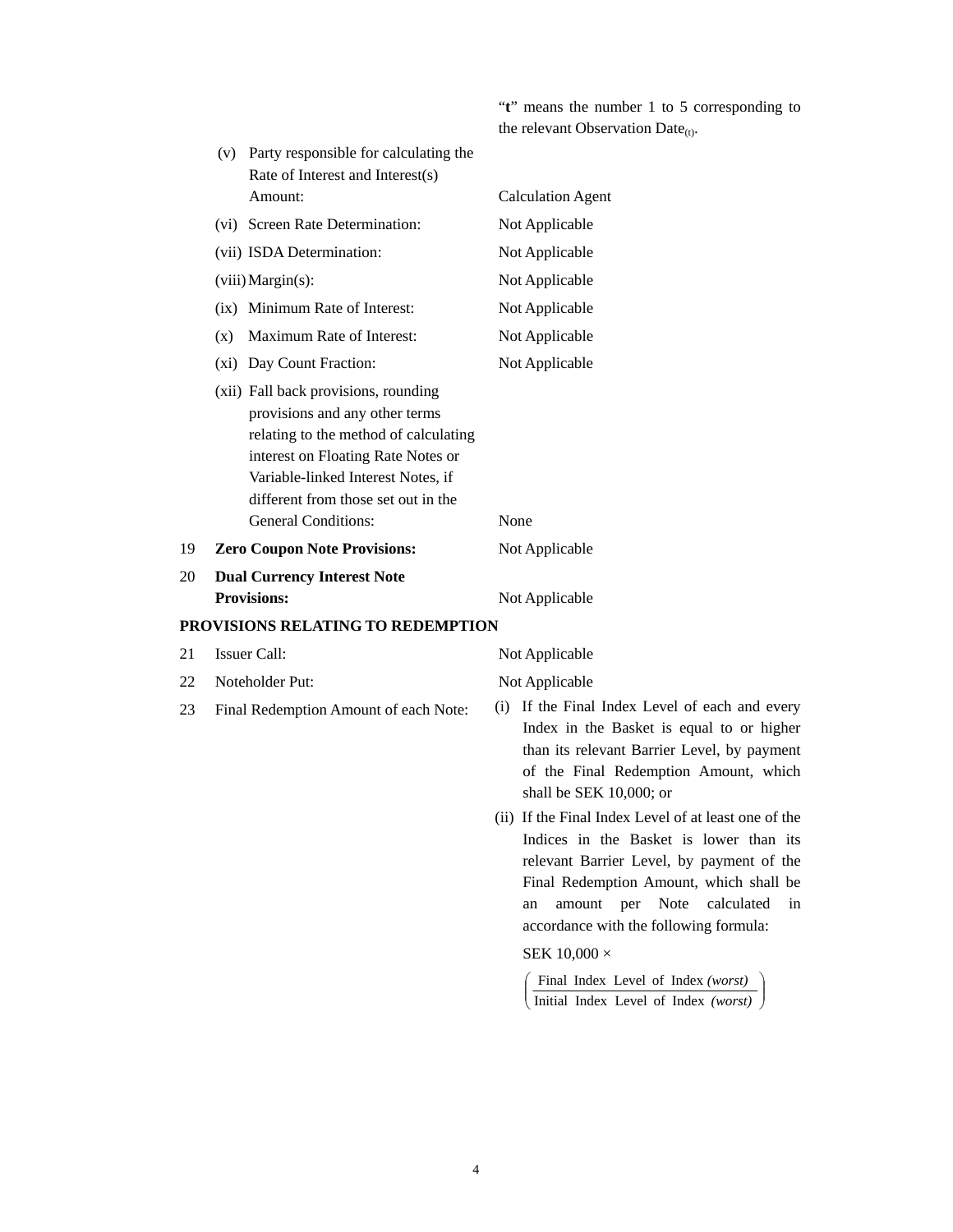| | | |
|---|---|---|
| | | "**t**" means the number 1 to 5 corresponding to the relevant Observation $\text{Date}_{(t)}$. |
| | (v) Party responsible for calculating the Rate of Interest and Interest(s) Amount: | Calculation Agent |
| | (vi) Screen Rate Determination: | Not Applicable |
| | (vii) ISDA Determination: | Not Applicable |
| | (viii) Margin(s): | Not Applicable |
| | (ix) Minimum Rate of Interest: | Not Applicable |
| | (x) Maximum Rate of Interest: | Not Applicable |
| | (xi) Day Count Fraction: | Not Applicable |
| | (xii) Fall back provisions, rounding provisions and any other terms relating to the method of calculating interest on Floating Rate Notes or Variable-linked Interest Notes, if different from those set out in the General Conditions: | None |
| 19 | **Zero Coupon Note Provisions:** | Not Applicable |
| 20 | **Dual Currency Interest Note Provisions:** | Not Applicable |

**PROVISIONS RELATING TO REDEMPTION**

| | | |
|---|---|---|
| 21 | Issuer Call: | Not Applicable |
| 22 | Noteholder Put: | Not Applicable |
| 23 | Final Redemption Amount of each Note: | (i) If the Final Index Level of each and every Index in the Basket is equal to or higher than its relevant Barrier Level, by payment of the Final Redemption Amount, which shall be SEK 10,000; or<br><br>(ii) If the Final Index Level of at least one of the Indices in the Basket is lower than its relevant Barrier Level, by payment of the Final Redemption Amount, which shall be an amount per Note calculated in accordance with the following formula:<br><br>$\text{SEK } 10{,}000 \times \left( \frac{\text{Final Index Level of Index } \textit{(worst)}}{\text{Initial Index Level of Index } \textit{(worst)}} \right)$ |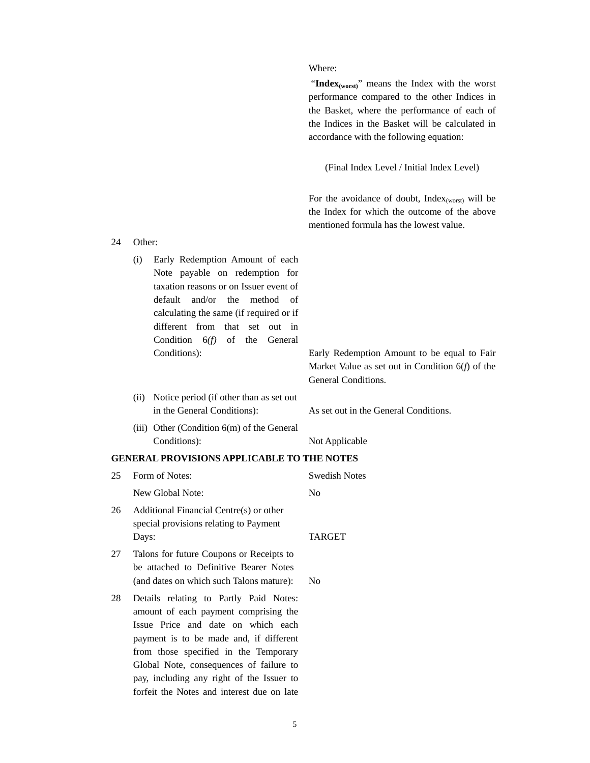Where:

"**$Index_{(worst)}$**" means the Index with the worst performance compared to the other Indices in the Basket, where the performance of each of the Indices in the Basket will be calculated in accordance with the following equation:

(Final Index Level / Initial Index Level)

For the avoidance of doubt, $Index_{(worst)}$ will be the Index for which the outcome of the above mentioned formula has the lowest value.

| | | |
|---|---|---|
| 24 | Other: | |
| | (i) Early Redemption Amount of each Note payable on redemption for taxation reasons or on Issuer event of default and/or the method of calculating the same (if required or if different from that set out in Condition 6*(f)* of the General Conditions): | Early Redemption Amount to be equal to Fair Market Value as set out in Condition 6(*f*) of the General Conditions. |
| | (ii) Notice period (if other than as set out in the General Conditions): | As set out in the General Conditions. |
| | (iii) Other (Condition 6(m) of the General Conditions): | Not Applicable |

**GENERAL PROVISIONS APPLICABLE TO THE NOTES**

| | | |
|---|---|---|
| 25 | Form of Notes: | Swedish Notes |
| | New Global Note: | No |
| 26 | Additional Financial Centre(s) or other special provisions relating to Payment Days: | TARGET |
| 27 | Talons for future Coupons or Receipts to be attached to Definitive Bearer Notes (and dates on which such Talons mature): | No |
| 28 | Details relating to Partly Paid Notes: amount of each payment comprising the Issue Price and date on which each payment is to be made and, if different from those specified in the Temporary Global Note, consequences of failure to pay, including any right of the Issuer to forfeit the Notes and interest due on late | |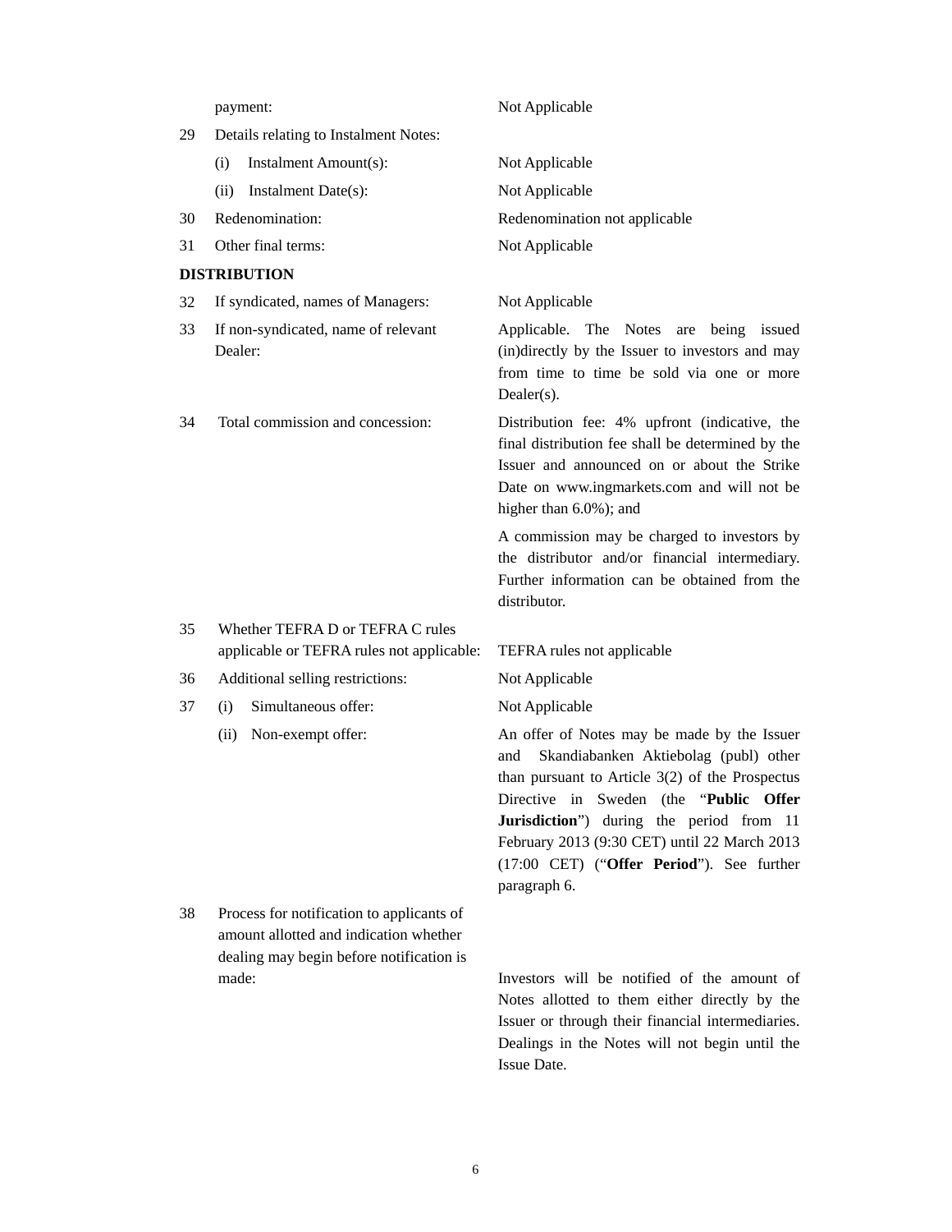| | | |
|---|---|---|
| | payment: | Not Applicable |
| 29 | Details relating to Instalment Notes: | |
| | (i) Instalment Amount(s): | Not Applicable |
| | (ii) Instalment Date(s): | Not Applicable |
| 30 | Redenomination: | Redenomination not applicable |
| 31 | Other final terms: | Not Applicable |

**DISTRIBUTION**

| | | |
|---|---|---|
| 32 | If syndicated, names of Managers: | Not Applicable |
| 33 | If non-syndicated, name of relevant Dealer: | Applicable. The Notes are being issued (in)directly by the Issuer to investors and may from time to time be sold via one or more Dealer(s). |
| 34 | Total commission and concession: | Distribution fee: 4% upfront (indicative, the final distribution fee shall be determined by the Issuer and announced on or about the Strike Date on www.ingmarkets.com and will not be higher than 6.0%); and<br><br>A commission may be charged to investors by the distributor and/or financial intermediary. Further information can be obtained from the distributor. |
| 35 | Whether TEFRA D or TEFRA C rules applicable or TEFRA rules not applicable: | TEFRA rules not applicable |
| 36 | Additional selling restrictions: | Not Applicable |
| 37 | (i) Simultaneous offer: | Not Applicable |
| | (ii) Non-exempt offer: | An offer of Notes may be made by the Issuer and Skandiabanken Aktiebolag (publ) other than pursuant to Article 3(2) of the Prospectus Directive in Sweden (the "**Public Offer Jurisdiction**") during the period from 11 February 2013 (9:30 CET) until 22 March 2013 (17:00 CET) ("**Offer Period**"). See further paragraph 6. |
| 38 | Process for notification to applicants of amount allotted and indication whether dealing may begin before notification is made: | Investors will be notified of the amount of Notes allotted to them either directly by the Issuer or through their financial intermediaries. Dealings in the Notes will not begin until the Issue Date. |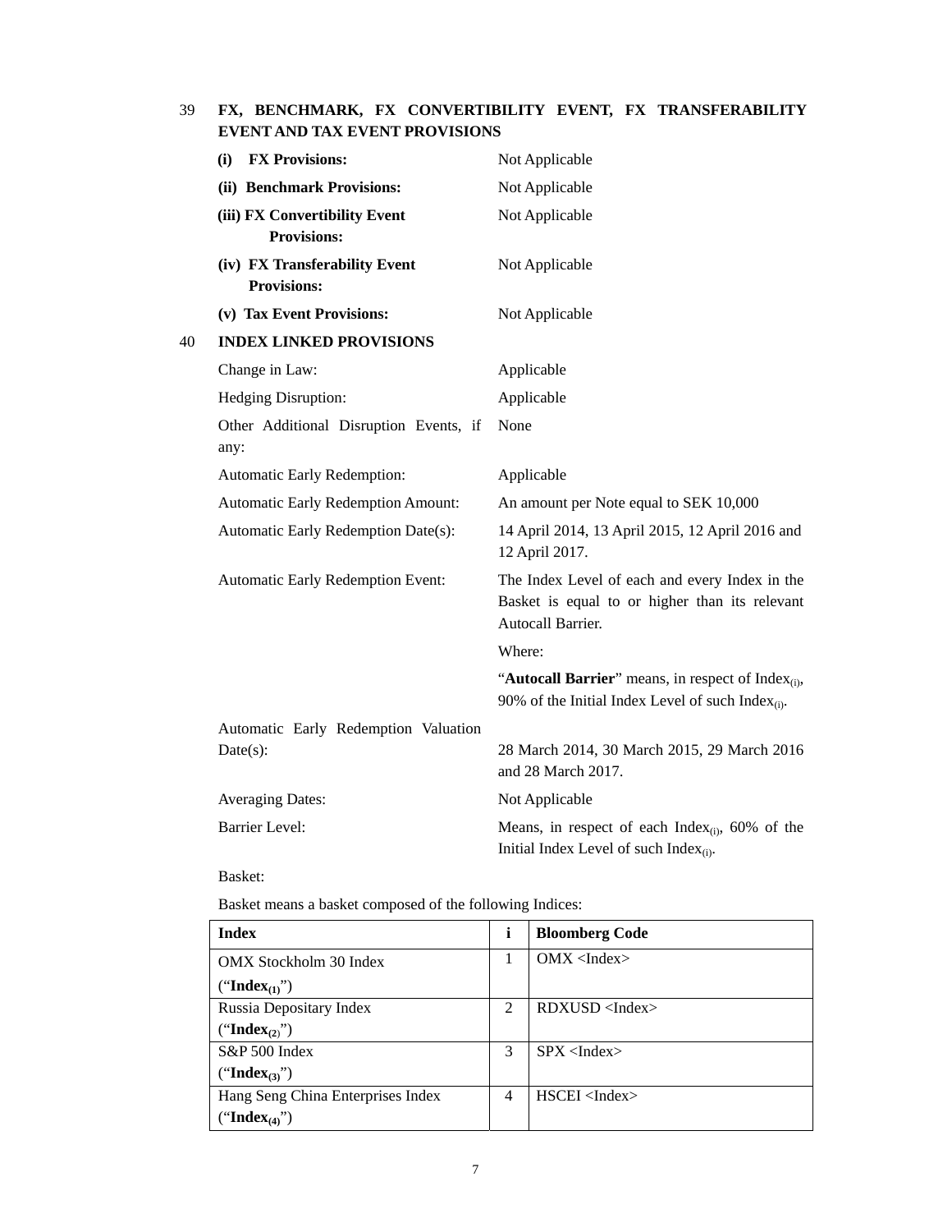## 39 FX, BENCHMARK, FX CONVERTIBILITY EVENT, FX TRANSFERABILITY EVENT AND TAX EVENT PROVISIONS

| | |
|---|---|
| **(i) FX Provisions:** | Not Applicable |
| **(ii) Benchmark Provisions:** | Not Applicable |
| **(iii) FX Convertibility Event Provisions:** | Not Applicable |
| **(iv) FX Transferability Event Provisions:** | Not Applicable |
| **(v) Tax Event Provisions:** | Not Applicable |

## 40 INDEX LINKED PROVISIONS

| | |
|---|---|
| Change in Law: | Applicable |
| Hedging Disruption: | Applicable |
| Other Additional Disruption Events, if any: | None |
| Automatic Early Redemption: | Applicable |
| Automatic Early Redemption Amount: | An amount per Note equal to SEK 10,000 |
| Automatic Early Redemption Date(s): | 14 April 2014, 13 April 2015, 12 April 2016 and 12 April 2017. |
| Automatic Early Redemption Event: | The Index Level of each and every Index in the Basket is equal to or higher than its relevant Autocall Barrier.<br><br>Where:<br><br>"**Autocall Barrier**" means, in respect of $\text{Index}_{(i)}$, 90% of the Initial Index Level of such $\text{Index}_{(i)}$. |
| Automatic Early Redemption Valuation Date(s): | 28 March 2014, 30 March 2015, 29 March 2016 and 28 March 2017. |
| Averaging Dates: | Not Applicable |
| Barrier Level: | Means, in respect of each $\text{Index}_{(i)}$, 60% of the Initial Index Level of such $\text{Index}_{(i)}$. |

Basket:

Basket means a basket composed of the following Indices:

| Index | i | Bloomberg Code |
|---|---|---|
| OMX Stockholm 30 Index ("$\textbf{Index}_{(1)}$") | 1 | OMX <Index> |
| Russia Depositary Index ("$\textbf{Index}_{(2)}$") | 2 | RDXUSD <Index> |
| S&P 500 Index ("$\textbf{Index}_{(3)}$") | 3 | SPX <Index> |
| Hang Seng China Enterprises Index ("$\textbf{Index}_{(4)}$") | 4 | HSCEI <Index> |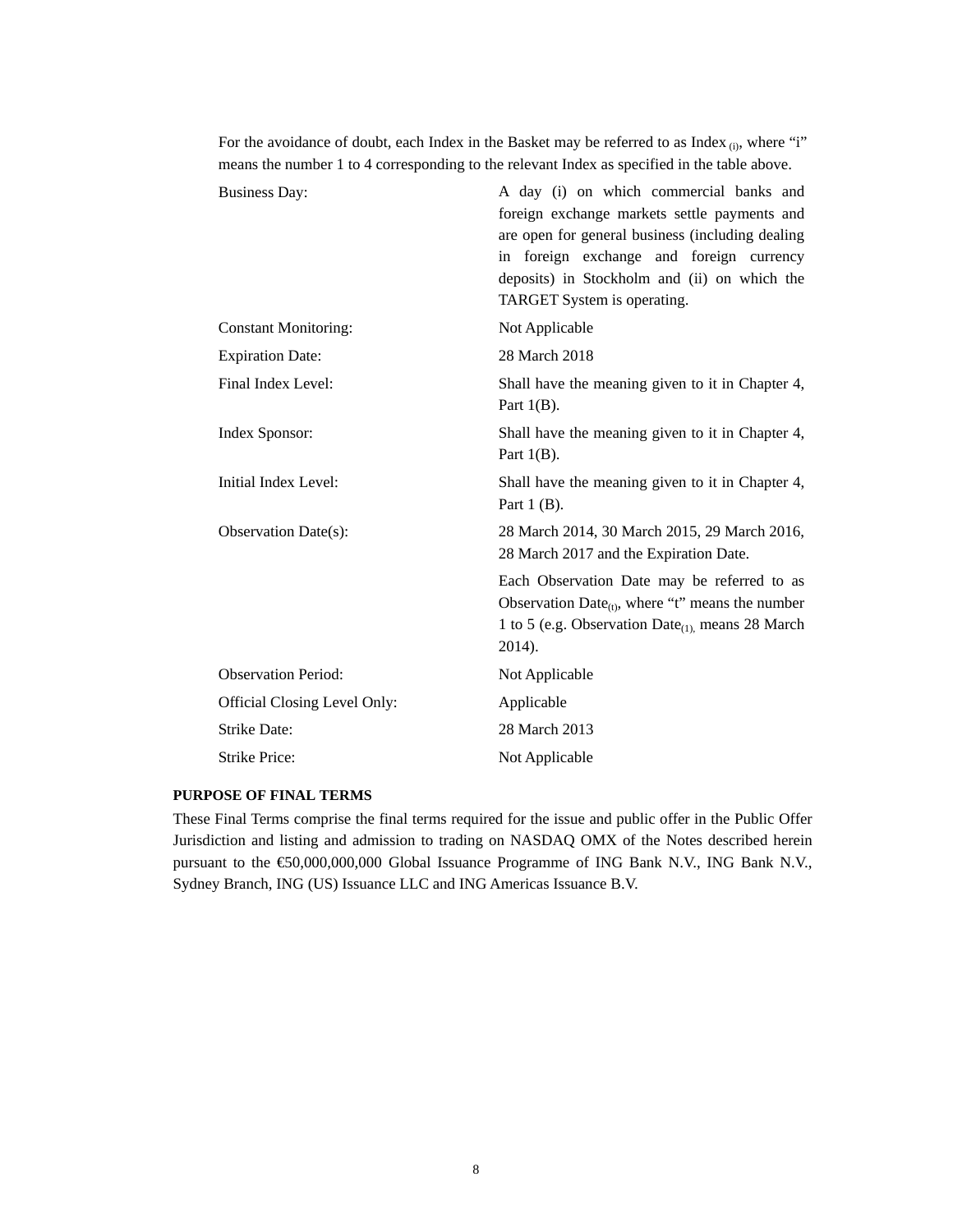For the avoidance of doubt, each Index in the Basket may be referred to as Index $_{(i)}$, where "i" means the number 1 to 4 corresponding to the relevant Index as specified in the table above.

| | |
|---|---|
| Business Day: | A day (i) on which commercial banks and foreign exchange markets settle payments and are open for general business (including dealing in foreign exchange and foreign currency deposits) in Stockholm and (ii) on which the TARGET System is operating. |
| Constant Monitoring: | Not Applicable |
| Expiration Date: | 28 March 2018 |
| Final Index Level: | Shall have the meaning given to it in Chapter 4, Part 1(B). |
| Index Sponsor: | Shall have the meaning given to it in Chapter 4, Part 1(B). |
| Initial Index Level: | Shall have the meaning given to it in Chapter 4, Part 1 (B). |
| Observation Date(s): | 28 March 2014, 30 March 2015, 29 March 2016, 28 March 2017 and the Expiration Date.<br><br>Each Observation Date may be referred to as Observation Date$_{(t)}$, where "t" means the number 1 to 5 (e.g. Observation Date$_{(1)}$, means 28 March 2014). |
| Observation Period: | Not Applicable |
| Official Closing Level Only: | Applicable |
| Strike Date: | 28 March 2013 |
| Strike Price: | Not Applicable |

**PURPOSE OF FINAL TERMS**

These Final Terms comprise the final terms required for the issue and public offer in the Public Offer Jurisdiction and listing and admission to trading on NASDAQ OMX of the Notes described herein pursuant to the €50,000,000,000 Global Issuance Programme of ING Bank N.V., ING Bank N.V., Sydney Branch, ING (US) Issuance LLC and ING Americas Issuance B.V.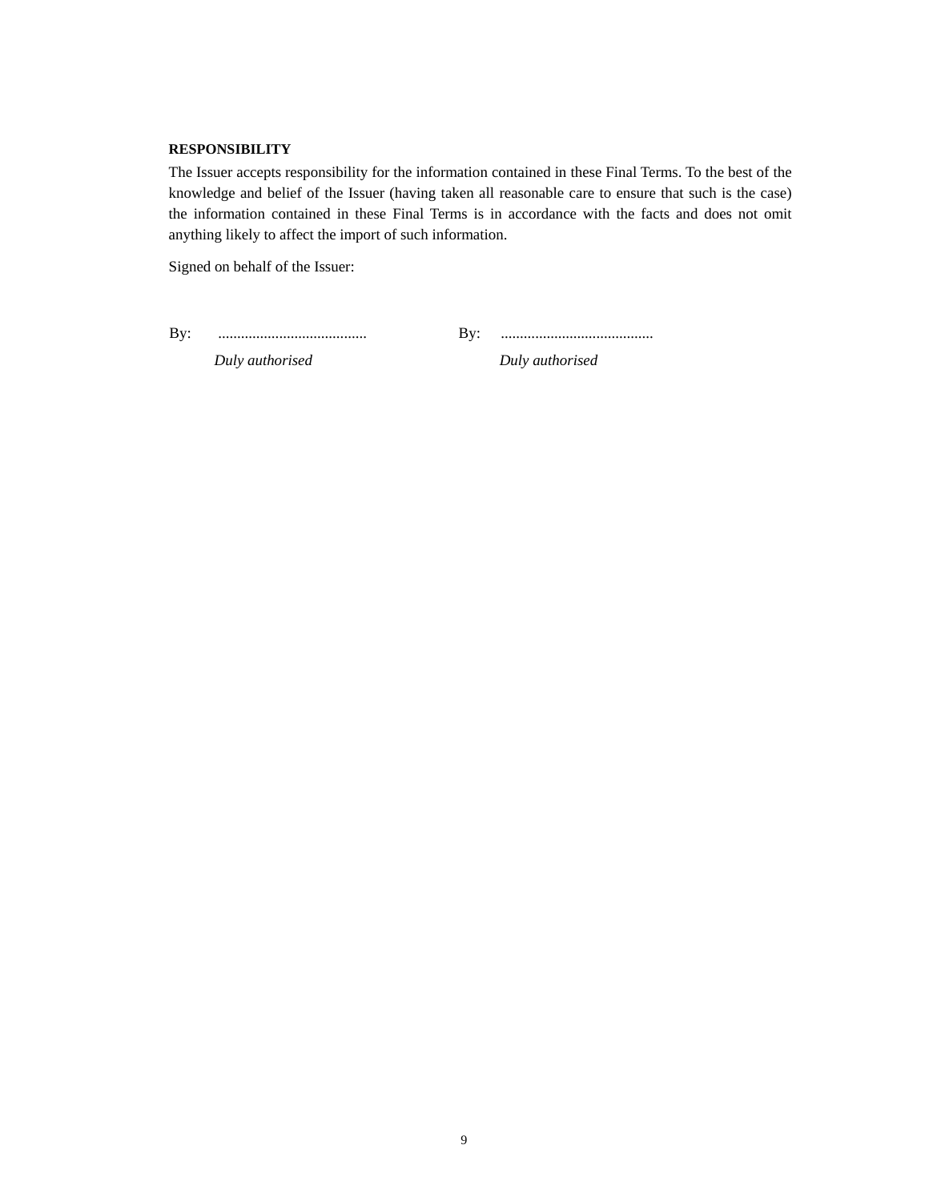**RESPONSIBILITY**

The Issuer accepts responsibility for the information contained in these Final Terms. To the best of the knowledge and belief of the Issuer (having taken all reasonable care to ensure that such is the case) the information contained in these Final Terms is in accordance with the facts and does not omit anything likely to affect the import of such information.

Signed on behalf of the Issuer:

| By: ....................................... | By: ........................................ |
|---|---|
| *Duly authorised* | *Duly authorised* |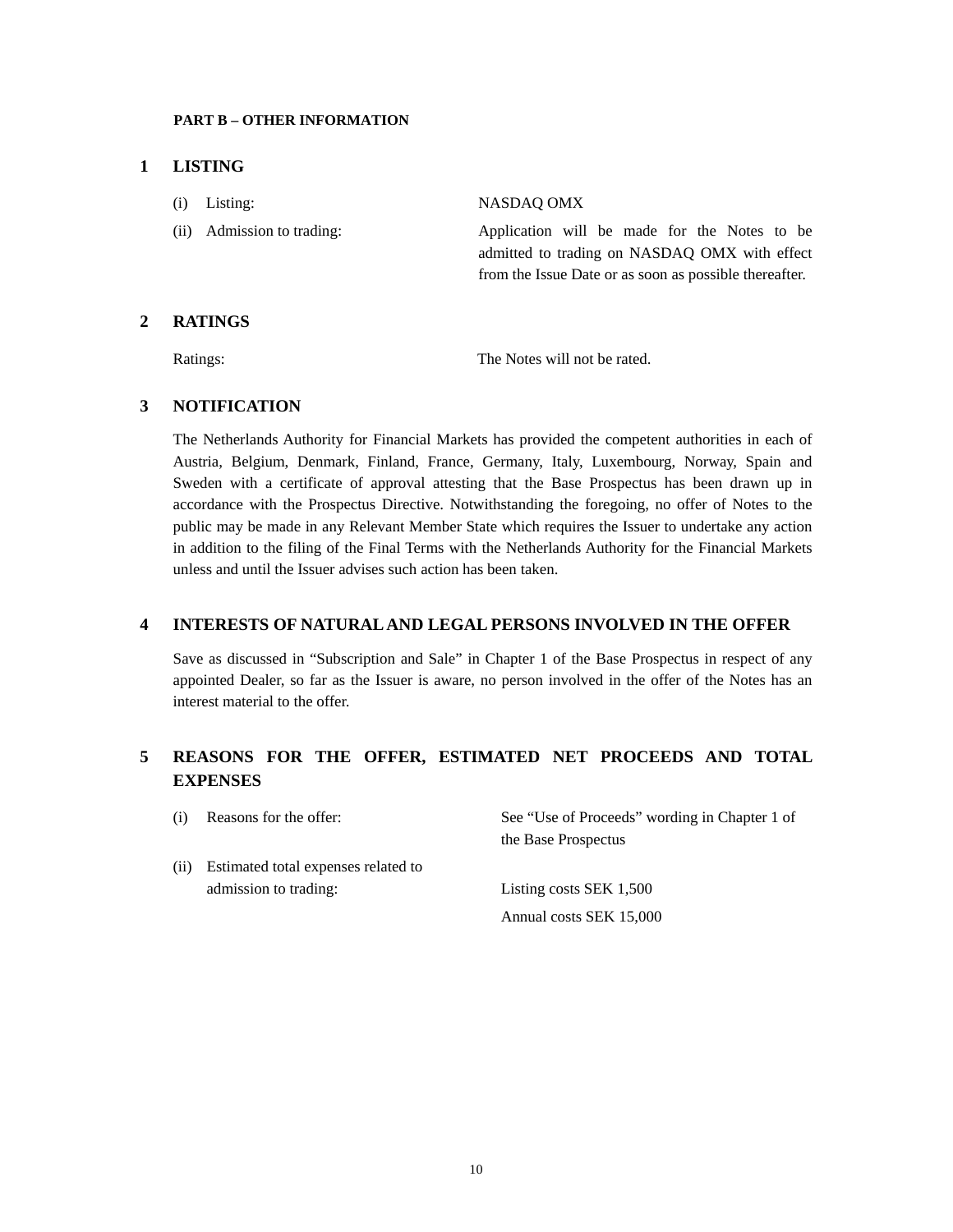**PART B – OTHER INFORMATION**

## 1 LISTING

| | |
|---|---|
| (i) Listing: | NASDAQ OMX |
| (ii) Admission to trading: | Application will be made for the Notes to be admitted to trading on NASDAQ OMX with effect from the Issue Date or as soon as possible thereafter. |

## 2 RATINGS

| | |
|---|---|
| Ratings: | The Notes will not be rated. |

## 3 NOTIFICATION

The Netherlands Authority for Financial Markets has provided the competent authorities in each of Austria, Belgium, Denmark, Finland, France, Germany, Italy, Luxembourg, Norway, Spain and Sweden with a certificate of approval attesting that the Base Prospectus has been drawn up in accordance with the Prospectus Directive. Notwithstanding the foregoing, no offer of Notes to the public may be made in any Relevant Member State which requires the Issuer to undertake any action in addition to the filing of the Final Terms with the Netherlands Authority for the Financial Markets unless and until the Issuer advises such action has been taken.

## 4 INTERESTS OF NATURAL AND LEGAL PERSONS INVOLVED IN THE OFFER

Save as discussed in "Subscription and Sale" in Chapter 1 of the Base Prospectus in respect of any appointed Dealer, so far as the Issuer is aware, no person involved in the offer of the Notes has an interest material to the offer.

## 5 REASONS FOR THE OFFER, ESTIMATED NET PROCEEDS AND TOTAL EXPENSES

| | |
|---|---|
| (i) Reasons for the offer: | See "Use of Proceeds" wording in Chapter 1 of the Base Prospectus |
| (ii) Estimated total expenses related to admission to trading: | Listing costs SEK 1,500<br>Annual costs SEK 15,000 |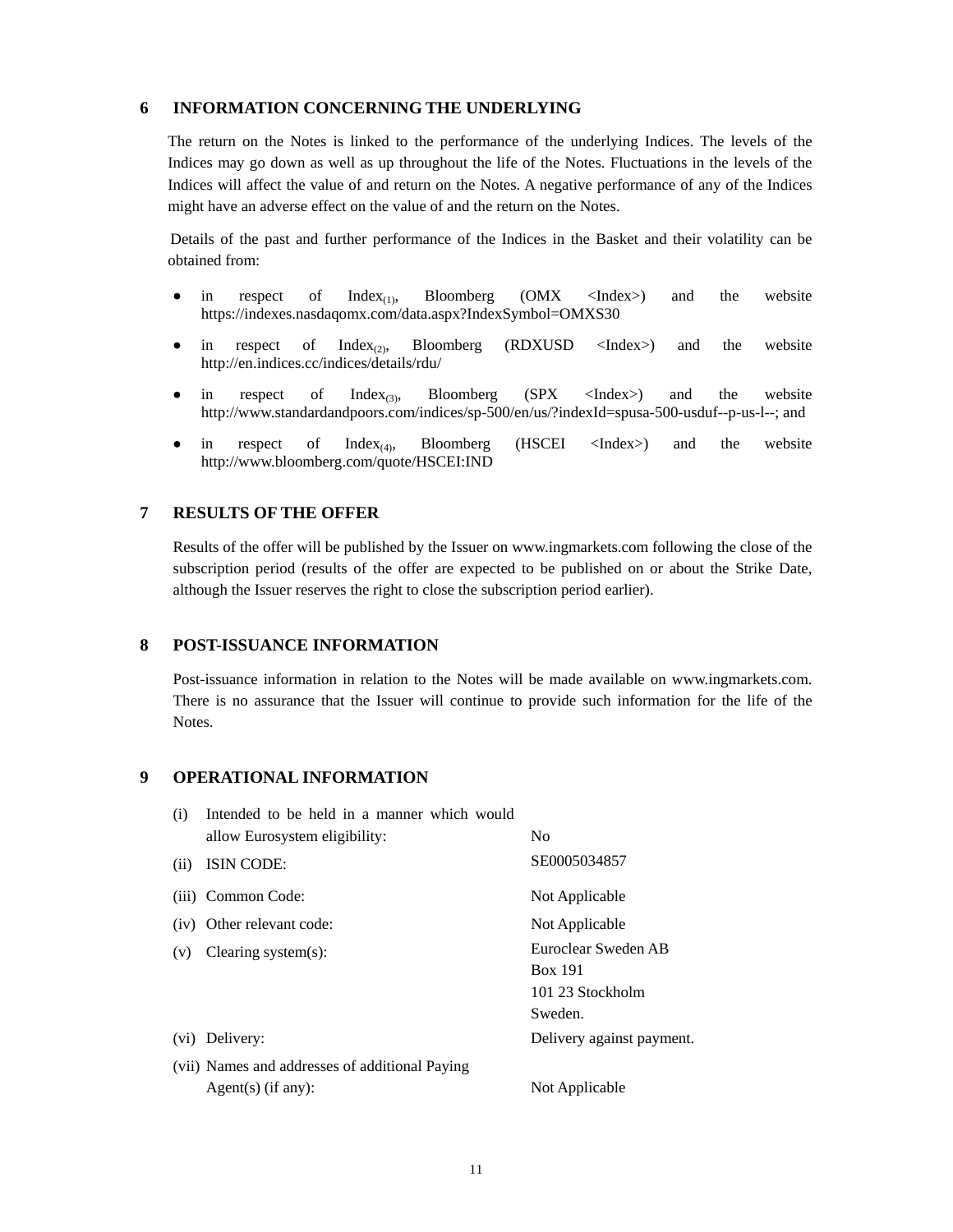## 6 INFORMATION CONCERNING THE UNDERLYING

The return on the Notes is linked to the performance of the underlying Indices. The levels of the Indices may go down as well as up throughout the life of the Notes. Fluctuations in the levels of the Indices will affect the value of and return on the Notes. A negative performance of any of the Indices might have an adverse effect on the value of and the return on the Notes.

Details of the past and further performance of the Indices in the Basket and their volatility can be obtained from:

- in respect of $Index_{(1)}$, Bloomberg (OMX <Index>) and the website https://indexes.nasdaqomx.com/data.aspx?IndexSymbol=OMXS30
- in respect of $Index_{(2)}$, Bloomberg (RDXUSD <Index>) and the website http://en.indices.cc/indices/details/rdu/
- in respect of $Index_{(3)}$, Bloomberg (SPX <Index>) and the website http://www.standardandpoors.com/indices/sp-500/en/us/?indexId=spusa-500-usduf--p-us-l--; and
- in respect of $Index_{(4)}$, Bloomberg (HSCEI <Index>) and the website http://www.bloomberg.com/quote/HSCEI:IND

## 7 RESULTS OF THE OFFER

Results of the offer will be published by the Issuer on www.ingmarkets.com following the close of the subscription period (results of the offer are expected to be published on or about the Strike Date, although the Issuer reserves the right to close the subscription period earlier).

## 8 POST-ISSUANCE INFORMATION

Post-issuance information in relation to the Notes will be made available on www.ingmarkets.com. There is no assurance that the Issuer will continue to provide such information for the life of the Notes.

## 9 OPERATIONAL INFORMATION

| | |
|---|---|
| (i) Intended to be held in a manner which would allow Eurosystem eligibility: | No |
| (ii) ISIN CODE: | SE0005034857 |
| (iii) Common Code: | Not Applicable |
| (iv) Other relevant code: | Not Applicable |
| (v) Clearing system(s): | Euroclear Sweden AB<br>Box 191<br>101 23 Stockholm<br>Sweden. |
| (vi) Delivery: | Delivery against payment. |
| (vii) Names and addresses of additional Paying Agent(s) (if any): | Not Applicable |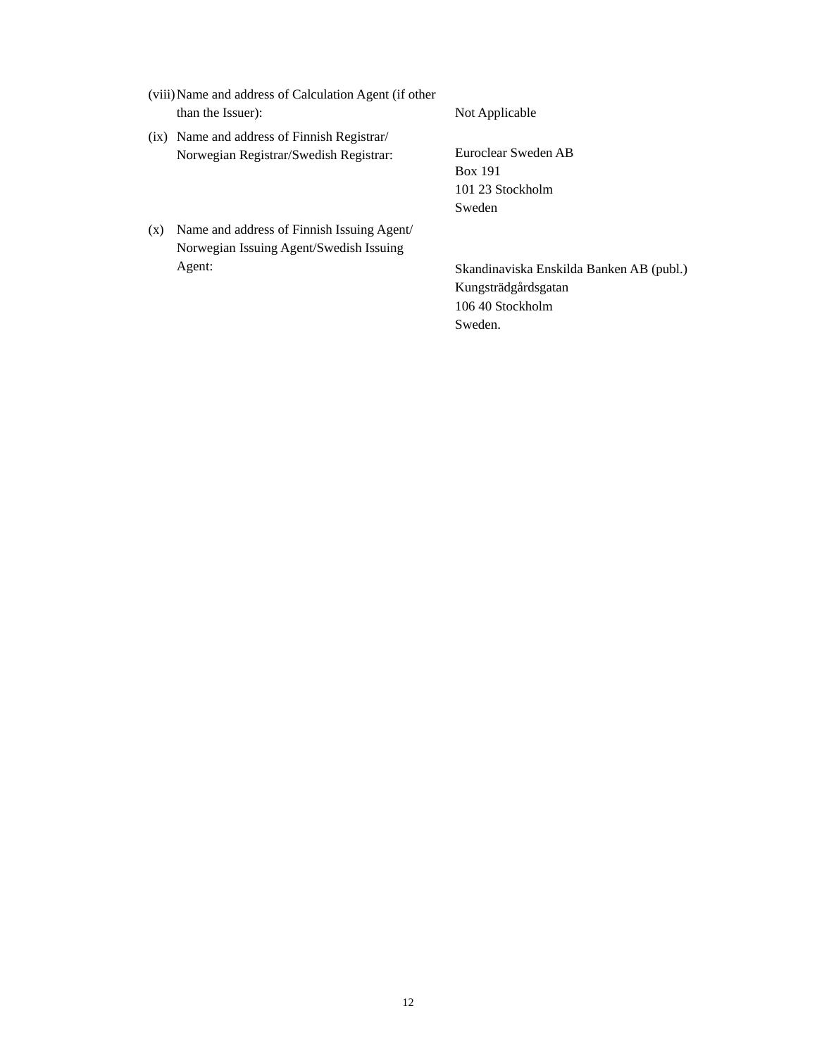| | |
|---|---|
| (viii) Name and address of Calculation Agent (if other than the Issuer): | Not Applicable |
| (ix) Name and address of Finnish Registrar/ Norwegian Registrar/Swedish Registrar: | Euroclear Sweden AB<br>Box 191<br>101 23 Stockholm<br>Sweden |
| (x) Name and address of Finnish Issuing Agent/ Norwegian Issuing Agent/Swedish Issuing Agent: | Skandinaviska Enskilda Banken AB (publ.)<br>Kungsträdgårdsgatan<br>106 40 Stockholm<br>Sweden. |